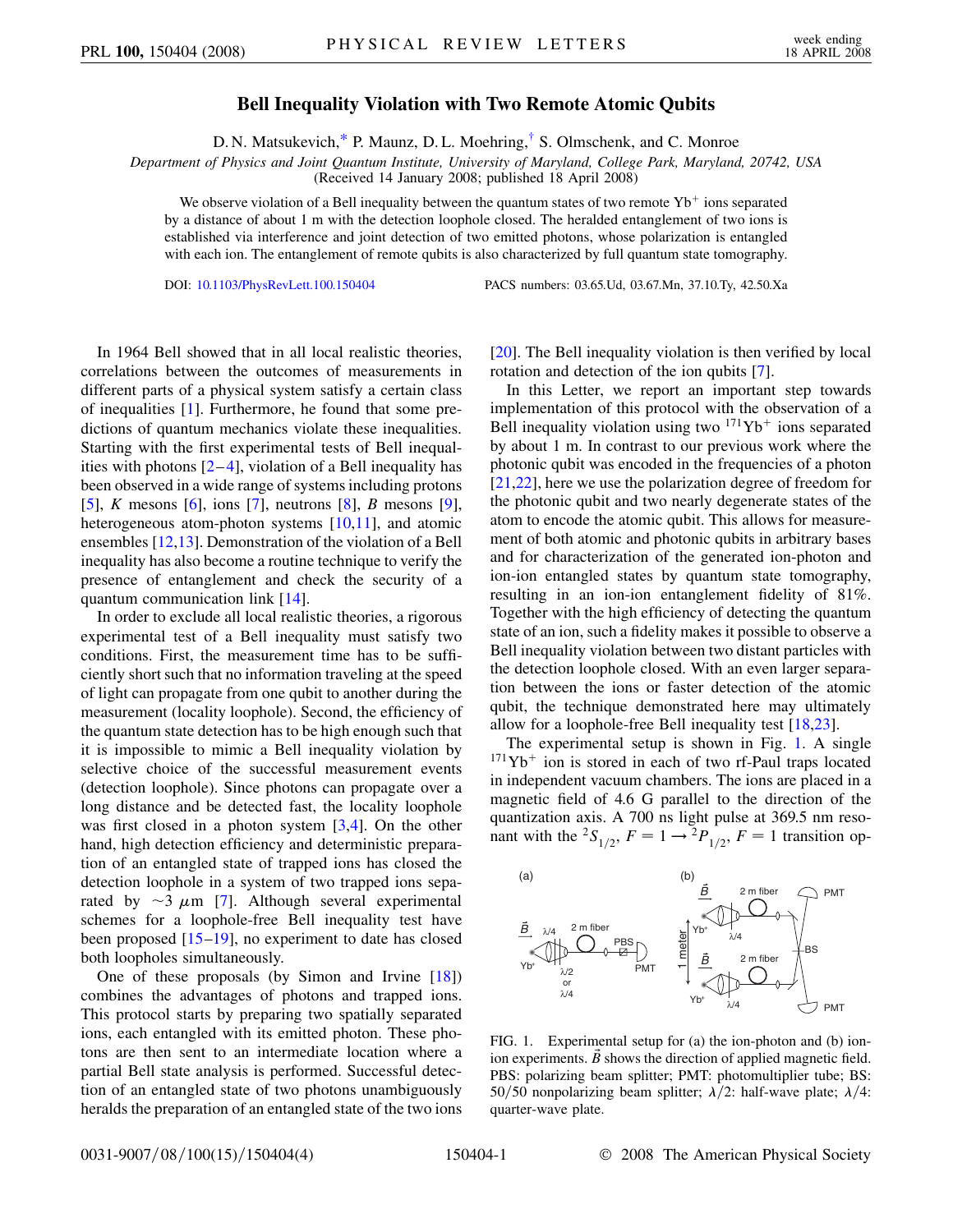# Bell Inequality Violation with Two Remote Atomic Qubits

D. N. Matsukevich,* P. Maunz, D. L. Moehring,† S. Olmschenk, and C. Monroe

*Department of Physics and Joint Quantum Institute, University of Maryland, College Park, Maryland, 20742, USA*
(Received 14 January 2008; published 18 April 2008)

We observe violation of a Bell inequality between the quantum states of two remote $Yb^+$ ions separated by a distance of about 1 m with the detection loophole closed. The heralded entanglement of two ions is established via interference and joint detection of two emitted photons, whose polarization is entangled with each ion. The entanglement of remote qubits is also characterized by full quantum state tomography.

DOI: 10.1103/PhysRevLett.100.150404 PACS numbers: 03.65.Ud, 03.67.Mn, 37.10.Ty, 42.50.Xa

In 1964 Bell showed that in all local realistic theories, correlations between the outcomes of measurements in different parts of a physical system satisfy a certain class of inequalities [1]. Furthermore, he found that some predictions of quantum mechanics violate these inequalities. Starting with the first experimental tests of Bell inequalities with photons [2–4], violation of a Bell inequality has been observed in a wide range of systems including protons [5], $K$ mesons [6], ions [7], neutrons [8], $B$ mesons [9], heterogeneous atom-photon systems [10,11], and atomic ensembles [12,13]. Demonstration of the violation of a Bell inequality has also become a routine technique to verify the presence of entanglement and check the security of a quantum communication link [14].

In order to exclude all local realistic theories, a rigorous experimental test of a Bell inequality must satisfy two conditions. First, the measurement time has to be sufficiently short such that no information traveling at the speed of light can propagate from one qubit to another during the measurement (locality loophole). Second, the efficiency of the quantum state detection has to be high enough such that it is impossible to mimic a Bell inequality violation by selective choice of the successful measurement events (detection loophole). Since photons can propagate over a long distance and be detected fast, the locality loophole was first closed in a photon system [3,4]. On the other hand, high detection efficiency and deterministic preparation of an entangled state of trapped ions has closed the detection loophole in a system of two trapped ions separated by $\sim 3\ \mu$m [7]. Although several experimental schemes for a loophole-free Bell inequality test have been proposed [15–19], no experiment to date has closed both loopholes simultaneously.

One of these proposals (by Simon and Irvine [18]) combines the advantages of photons and trapped ions. This protocol starts by preparing two spatially separated ions, each entangled with its emitted photon. These photons are then sent to an intermediate location where a partial Bell state analysis is performed. Successful detection of an entangled state of two photons unambiguously heralds the preparation of an entangled state of the two ions [20]. The Bell inequality violation is then verified by local rotation and detection of the ion qubits [7].

In this Letter, we report an important step towards implementation of this protocol with the observation of a Bell inequality violation using two $^{171}Yb^+$ ions separated by about 1 m. In contrast to our previous work where the photonic qubit was encoded in the frequencies of a photon [21,22], here we use the polarization degree of freedom for the photonic qubit and two nearly degenerate states of the atom to encode the atomic qubit. This allows for measurement of both atomic and photonic qubits in arbitrary bases and for characterization of the generated ion-photon and ion-ion entangled states by quantum state tomography, resulting in an ion-ion entanglement fidelity of 81%. Together with the high efficiency of detecting the quantum state of an ion, such a fidelity makes it possible to observe a Bell inequality violation between two distant particles with the detection loophole closed. With an even larger separation between the ions or faster detection of the atomic qubit, the technique demonstrated here may ultimately allow for a loophole-free Bell inequality test [18,23].

The experimental setup is shown in Fig. 1. A single $^{171}Yb^+$ ion is stored in each of two rf-Paul traps located in independent vacuum chambers. The ions are placed in a magnetic field of 4.6 G parallel to the direction of the quantization axis. A 700 ns light pulse at 369.5 nm resonant with the $^2S_{1/2}$, $F = 1 \rightarrow {}^2P_{1/2}$, $F = 1$ transition op-

FIG. 1. Experimental setup for (a) the ion-photon and (b) ion-ion experiments. $\vec{B}$ shows the direction of applied magnetic field. PBS: polarizing beam splitter; PMT: photomultiplier tube; BS: 50/50 nonpolarizing beam splitter; $\lambda/2$: half-wave plate; $\lambda/4$: quarter-wave plate.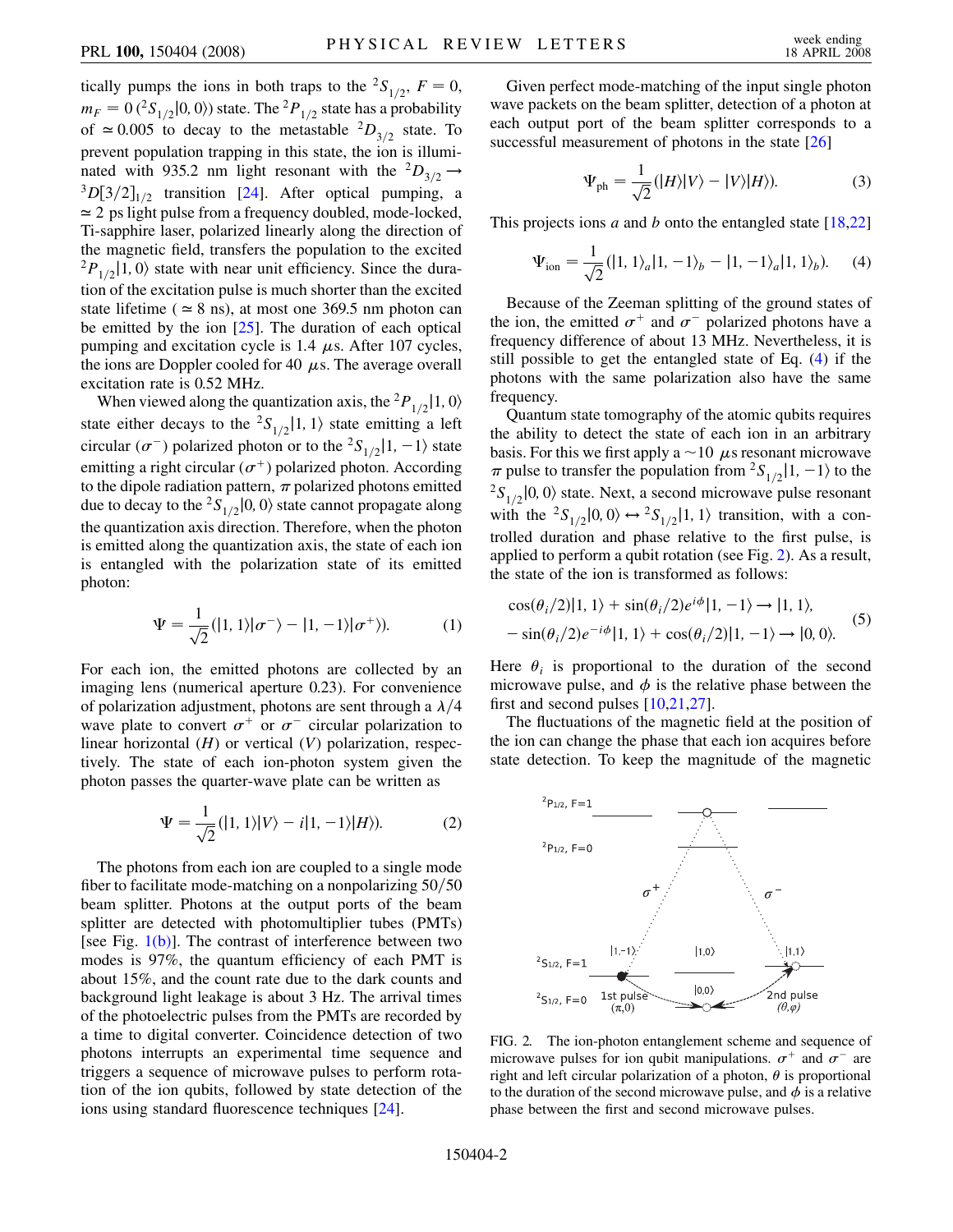tically pumps the ions in both traps to the $^2S_{1/2}$, $F = 0$, $m_F = 0$ ($^2S_{1/2}|0, 0\rangle$) state. The $^2P_{1/2}$ state has a probability of $\simeq 0.005$ to decay to the metastable $^2D_{3/2}$ state. To prevent population trapping in this state, the ion is illuminated with 935.2 nm light resonant with the $^2D_{3/2} \rightarrow {}^3D[3/2]_{1/2}$ transition [24]. After optical pumping, a $\simeq 2$ ps light pulse from a frequency doubled, mode-locked, Ti-sapphire laser, polarized linearly along the direction of the magnetic field, transfers the population to the excited $^2P_{1/2}|1, 0\rangle$ state with near unit efficiency. Since the duration of the excitation pulse is much shorter than the excited state lifetime ($\simeq 8$ ns), at most one 369.5 nm photon can be emitted by the ion [25]. The duration of each optical pumping and excitation cycle is 1.4 $\mu$s. After 107 cycles, the ions are Doppler cooled for 40 $\mu$s. The average overall excitation rate is 0.52 MHz.

When viewed along the quantization axis, the $^2P_{1/2}|1, 0\rangle$ state either decays to the $^2S_{1/2}|1, 1\rangle$ state emitting a left circular ($\sigma^-$) polarized photon or to the $^2S_{1/2}|1, -1\rangle$ state emitting a right circular ($\sigma^+$) polarized photon. According to the dipole radiation pattern, $\pi$ polarized photons emitted due to decay to the $^2S_{1/2}|0, 0\rangle$ state cannot propagate along the quantization axis direction. Therefore, when the photon is emitted along the quantization axis, the state of each ion is entangled with the polarization state of its emitted photon:

$$\Psi = \frac{1}{\sqrt{2}}(|1, 1\rangle|\sigma^-\rangle - |1, -1\rangle|\sigma^+\rangle). \tag{1}$$

For each ion, the emitted photons are collected by an imaging lens (numerical aperture 0.23). For convenience of polarization adjustment, photons are sent through a $\lambda/4$ wave plate to convert $\sigma^+$ or $\sigma^-$ circular polarization to linear horizontal ($H$) or vertical ($V$) polarization, respectively. The state of each ion-photon system given the photon passes the quarter-wave plate can be written as

$$\Psi = \frac{1}{\sqrt{2}}(|1, 1\rangle|V\rangle - i|1, -1\rangle|H\rangle). \tag{2}$$

The photons from each ion are coupled to a single mode fiber to facilitate mode-matching on a nonpolarizing 50/50 beam splitter. Photons at the output ports of the beam splitter are detected with photomultiplier tubes (PMTs) [see Fig. 1(b)]. The contrast of interference between two modes is 97%, the quantum efficiency of each PMT is about 15%, and the count rate due to the dark counts and background light leakage is about 3 Hz. The arrival times of the photoelectric pulses from the PMTs are recorded by a time to digital converter. Coincidence detection of two photons interrupts an experimental time sequence and triggers a sequence of microwave pulses to perform rotation of the ion qubits, followed by state detection of the ions using standard fluorescence techniques [24].

Given perfect mode-matching of the input single photon wave packets on the beam splitter, detection of a photon at each output port of the beam splitter corresponds to a successful measurement of photons in the state [26]

$$\Psi_{\rm ph} = \frac{1}{\sqrt{2}}(|H\rangle|V\rangle - |V\rangle|H\rangle). \tag{3}$$

This projects ions $a$ and $b$ onto the entangled state [18,22]

$$\Psi_{\rm ion} = \frac{1}{\sqrt{2}}(|1, 1\rangle_a|1, -1\rangle_b - |1, -1\rangle_a|1, 1\rangle_b). \tag{4}$$

Because of the Zeeman splitting of the ground states of the ion, the emitted $\sigma^+$ and $\sigma^-$ polarized photons have a frequency difference of about 13 MHz. Nevertheless, it is still possible to get the entangled state of Eq. (4) if the photons with the same polarization also have the same frequency.

Quantum state tomography of the atomic qubits requires the ability to detect the state of each ion in an arbitrary basis. For this we first apply a $\sim 10$ $\mu$s resonant microwave $\pi$ pulse to transfer the population from $^2S_{1/2}|1, -1\rangle$ to the $^2S_{1/2}|0, 0\rangle$ state. Next, a second microwave pulse resonant with the $^2S_{1/2}|0, 0\rangle \leftrightarrow {}^2S_{1/2}|1, 1\rangle$ transition, with a controlled duration and phase relative to the first pulse, is applied to perform a qubit rotation (see Fig. 2). As a result, the state of the ion is transformed as follows:

$$\begin{aligned} &\cos(\theta_i/2)|1, 1\rangle + \sin(\theta_i/2)e^{i\phi}|1, -1\rangle \rightarrow |1, 1\rangle, \\ &-\sin(\theta_i/2)e^{-i\phi}|1, 1\rangle + \cos(\theta_i/2)|1, -1\rangle \rightarrow |0, 0\rangle. \end{aligned} \tag{5}$$

Here $\theta_i$ is proportional to the duration of the second microwave pulse, and $\phi$ is the relative phase between the first and second pulses [10,21,27].

The fluctuations of the magnetic field at the position of the ion can change the phase that each ion acquires before state detection. To keep the magnitude of the magnetic

FIG. 2. The ion-photon entanglement scheme and sequence of microwave pulses for ion qubit manipulations. $\sigma^+$ and $\sigma^-$ are right and left circular polarization of a photon, $\theta$ is proportional to the duration of the second microwave pulse, and $\phi$ is a relative phase between the first and second microwave pulses.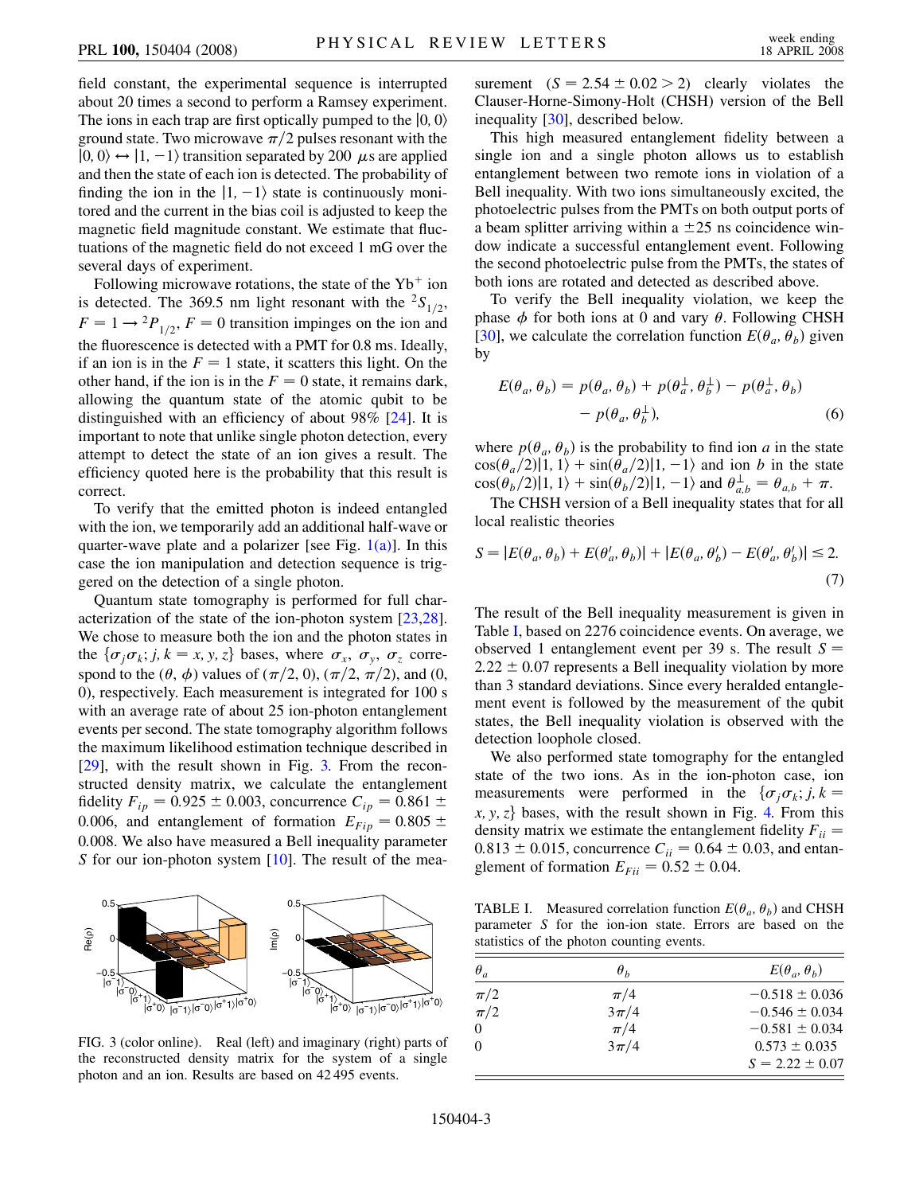field constant, the experimental sequence is interrupted about 20 times a second to perform a Ramsey experiment. The ions in each trap are first optically pumped to the $|0,0\rangle$ ground state. Two microwave $\pi/2$ pulses resonant with the $|0,0\rangle \leftrightarrow |1,-1\rangle$ transition separated by 200 $\mu$s are applied and then the state of each ion is detected. The probability of finding the ion in the $|1,-1\rangle$ state is continuously monitored and the current in the bias coil is adjusted to keep the magnetic field magnitude constant. We estimate that fluctuations of the magnetic field do not exceed 1 mG over the several days of experiment.

Following microwave rotations, the state of the $Yb^+$ ion is detected. The 369.5 nm light resonant with the ${}^2S_{1/2}$, $F = 1 \rightarrow {}^2P_{1/2}$, $F = 0$ transition impinges on the ion and the fluorescence is detected with a PMT for 0.8 ms. Ideally, if an ion is in the $F = 1$ state, it scatters this light. On the other hand, if the ion is in the $F = 0$ state, it remains dark, allowing the quantum state of the atomic qubit to be distinguished with an efficiency of about 98% [24]. It is important to note that unlike single photon detection, every attempt to detect the state of an ion gives a result. The efficiency quoted here is the probability that this result is correct.

To verify that the emitted photon is indeed entangled with the ion, we temporarily add an additional half-wave or quarter-wave plate and a polarizer [see Fig. 1(a)]. In this case the ion manipulation and detection sequence is triggered on the detection of a single photon.

Quantum state tomography is performed for full characterization of the state of the ion-photon system [23,28]. We chose to measure both the ion and the photon states in the $\{\sigma_j\sigma_k; j, k = x, y, z\}$ bases, where $\sigma_x$, $\sigma_y$, $\sigma_z$ correspond to the $(\theta, \phi)$ values of $(\pi/2, 0)$, $(\pi/2, \pi/2)$, and $(0, 0)$, respectively. Each measurement is integrated for 100 s with an average rate of about 25 ion-photon entanglement events per second. The state tomography algorithm follows the maximum likelihood estimation technique described in [29], with the result shown in Fig. 3. From the reconstructed density matrix, we calculate the entanglement fidelity $F_{ip} = 0.925 \pm 0.003$, concurrence $C_{ip} = 0.861 \pm 0.006$, and entanglement of formation $E_{Fip} = 0.805 \pm 0.008$. We also have measured a Bell inequality parameter $S$ for our ion-photon system [10]. The result of the measurement ($S = 2.54 \pm 0.02 > 2$) clearly violates the Clauser-Horne-Simony-Holt (CHSH) version of the Bell inequality [30], described below.

FIG. 3 (color online). Real (left) and imaginary (right) parts of the reconstructed density matrix for the system of a single photon and an ion. Results are based on 42 495 events.

This high measured entanglement fidelity between a single ion and a single photon allows us to establish entanglement between two remote ions in violation of a Bell inequality. With two ions simultaneously excited, the photoelectric pulses from the PMTs on both output ports of a beam splitter arriving within a $\pm 25$ ns coincidence window indicate a successful entanglement event. Following the second photoelectric pulse from the PMTs, the states of both ions are rotated and detected as described above.

To verify the Bell inequality violation, we keep the phase $\phi$ for both ions at 0 and vary $\theta$. Following CHSH [30], we calculate the correlation function $E(\theta_a, \theta_b)$ given by

$$E(\theta_a, \theta_b) = p(\theta_a, \theta_b) + p(\theta_a^\perp, \theta_b^\perp) - p(\theta_a^\perp, \theta_b) - p(\theta_a, \theta_b^\perp), \tag{6}$$

where $p(\theta_a, \theta_b)$ is the probability to find ion $a$ in the state $\cos(\theta_a/2)|1,1\rangle + \sin(\theta_a/2)|1,-1\rangle$ and ion $b$ in the state $\cos(\theta_b/2)|1,1\rangle + \sin(\theta_b/2)|1,-1\rangle$ and $\theta_{a,b}^\perp = \theta_{a,b} + \pi$.

The CHSH version of a Bell inequality states that for all local realistic theories

$$S = |E(\theta_a, \theta_b) + E(\theta_a', \theta_b)| + |E(\theta_a, \theta_b') - E(\theta_a', \theta_b')| \leq 2. \tag{7}$$

The result of the Bell inequality measurement is given in Table I, based on 2276 coincidence events. On average, we observed 1 entanglement event per 39 s. The result $S = 2.22 \pm 0.07$ represents a Bell inequality violation by more than 3 standard deviations. Since every heralded entanglement event is followed by the measurement of the qubit states, the Bell inequality violation is observed with the detection loophole closed.

We also performed state tomography for the entangled state of the two ions. As in the ion-photon case, ion measurements were performed in the $\{\sigma_j\sigma_k; j, k = x, y, z\}$ bases, with the result shown in Fig. 4. From this density matrix we estimate the entanglement fidelity $F_{ii} = 0.813 \pm 0.015$, concurrence $C_{ii} = 0.64 \pm 0.03$, and entanglement of formation $E_{Fii} = 0.52 \pm 0.04$.

TABLE I. Measured correlation function $E(\theta_a, \theta_b)$ and CHSH parameter $S$ for the ion-ion state. Errors are based on the statistics of the photon counting events.

| $\theta_a$ | $\theta_b$ | $E(\theta_a, \theta_b)$ |
|---|---|---|
| $\pi/2$ | $\pi/4$ | $-0.518 \pm 0.036$ |
| $\pi/2$ | $3\pi/4$ | $-0.546 \pm 0.034$ |
| 0 | $\pi/4$ | $-0.581 \pm 0.034$ |
| 0 | $3\pi/4$ | $0.573 \pm 0.035$ |
| | | $S = 2.22 \pm 0.07$ |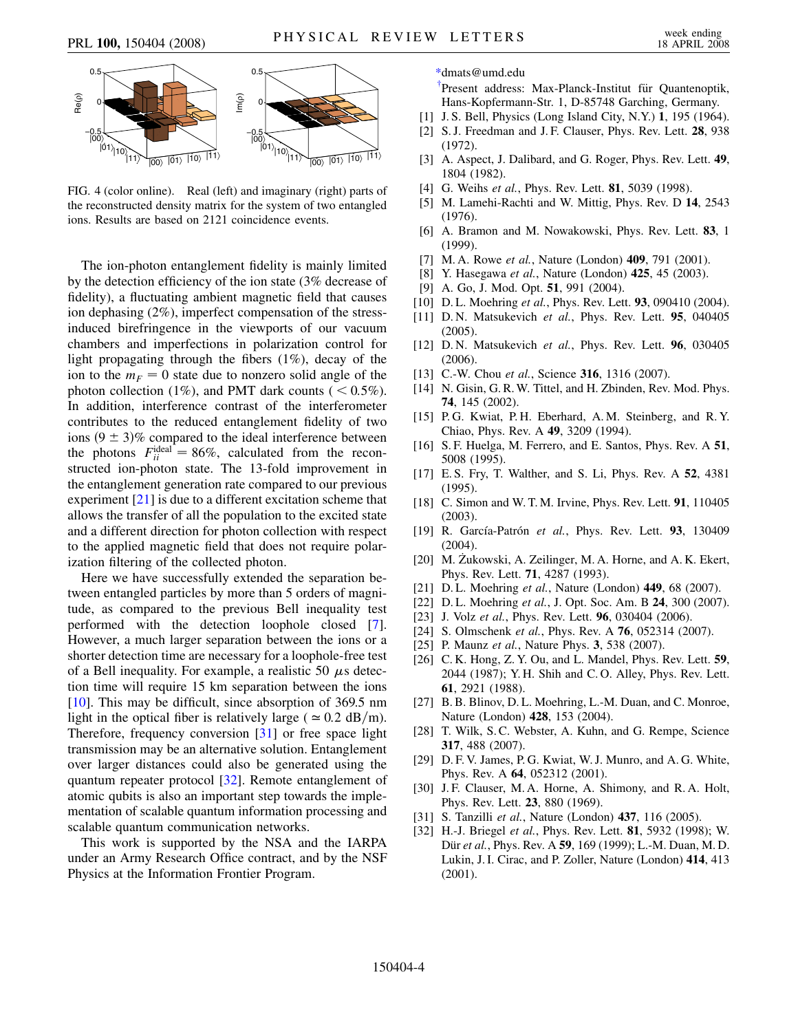Re(ρ)

0.5

0

−0.5

|00⟩ |01⟩ |10⟩ |11⟩

|00⟩ |01⟩ |10⟩ |11⟩

Im(ρ)

0.5

0

−0.5

|00⟩ |01⟩ |10⟩ |11⟩

|00⟩ |01⟩ |10⟩ |11⟩

FIG. 4 (color online). Real (left) and imaginary (right) parts of the reconstructed density matrix for the system of two entangled ions. Results are based on 2121 coincidence events.

The ion-photon entanglement fidelity is mainly limited by the detection efficiency of the ion state (3% decrease of fidelity), a fluctuating ambient magnetic field that causes ion dephasing (2%), imperfect compensation of the stress-induced birefringence in the viewports of our vacuum chambers and imperfections in polarization control for light propagating through the fibers (1%), decay of the ion to the $m_F = 0$ state due to nonzero solid angle of the photon collection (1%), and PMT dark counts ($< 0.5\%$). In addition, interference contrast of the interferometer contributes to the reduced entanglement fidelity of two ions $(9 \pm 3)\%$ compared to the ideal interference between the photons $F_{ii}^{\text{ideal}} = 86\%$, calculated from the reconstructed ion-photon state. The 13-fold improvement in the entanglement generation rate compared to our previous experiment [21] is due to a different excitation scheme that allows the transfer of all the population to the excited state and a different direction for photon collection with respect to the applied magnetic field that does not require polarization filtering of the collected photon.

Here we have successfully extended the separation between entangled particles by more than 5 orders of magnitude, as compared to the previous Bell inequality test performed with the detection loophole closed [7]. However, a much larger separation between the ions or a shorter detection time are necessary for a loophole-free test of a Bell inequality. For example, a realistic 50 $\mu$s detection time will require 15 km separation between the ions [10]. This may be difficult, since absorption of 369.5 nm light in the optical fiber is relatively large ($\simeq 0.2$ dB/m). Therefore, frequency conversion [31] or free space light transmission may be an alternative solution. Entanglement over larger distances could also be generated using the quantum repeater protocol [32]. Remote entanglement of atomic qubits is also an important step towards the implementation of scalable quantum information processing and scalable quantum communication networks.

This work is supported by the NSA and the IARPA under an Army Research Office contract, and by the NSF Physics at the Information Frontier Program.

*dmats@umd.edu

†Present address: Max-Planck-Institut für Quantenoptik, Hans-Kopfermann-Str. 1, D-85748 Garching, Germany.

[1] J. S. Bell, Physics (Long Island City, N.Y.) **1**, 195 (1964).
[2] S. J. Freedman and J. F. Clauser, Phys. Rev. Lett. **28**, 938 (1972).
[3] A. Aspect, J. Dalibard, and G. Roger, Phys. Rev. Lett. **49**, 1804 (1982).
[4] G. Weihs *et al.*, Phys. Rev. Lett. **81**, 5039 (1998).
[5] M. Lamehi-Rachti and W. Mittig, Phys. Rev. D **14**, 2543 (1976).
[6] A. Bramon and M. Nowakowski, Phys. Rev. Lett. **83**, 1 (1999).
[7] M. A. Rowe *et al.*, Nature (London) **409**, 791 (2001).
[8] Y. Hasegawa *et al.*, Nature (London) **425**, 45 (2003).
[9] A. Go, J. Mod. Opt. **51**, 991 (2004).
[10] D. L. Moehring *et al.*, Phys. Rev. Lett. **93**, 090410 (2004).
[11] D. N. Matsukevich *et al.*, Phys. Rev. Lett. **95**, 040405 (2005).
[12] D. N. Matsukevich *et al.*, Phys. Rev. Lett. **96**, 030405 (2006).
[13] C.-W. Chou *et al.*, Science **316**, 1316 (2007).
[14] N. Gisin, G. R. W. Tittel, and H. Zbinden, Rev. Mod. Phys. **74**, 145 (2002).
[15] P. G. Kwiat, P. H. Eberhard, A. M. Steinberg, and R. Y. Chiao, Phys. Rev. A **49**, 3209 (1994).
[16] S. F. Huelga, M. Ferrero, and E. Santos, Phys. Rev. A **51**, 5008 (1995).
[17] E. S. Fry, T. Walther, and S. Li, Phys. Rev. A **52**, 4381 (1995).
[18] C. Simon and W. T. M. Irvine, Phys. Rev. Lett. **91**, 110405 (2003).
[19] R. García-Patrón *et al.*, Phys. Rev. Lett. **93**, 130409 (2004).
[20] M. Żukowski, A. Zeilinger, M. A. Horne, and A. K. Ekert, Phys. Rev. Lett. **71**, 4287 (1993).
[21] D. L. Moehring *et al.*, Nature (London) **449**, 68 (2007).
[22] D. L. Moehring *et al.*, J. Opt. Soc. Am. B **24**, 300 (2007).
[23] J. Volz *et al.*, Phys. Rev. Lett. **96**, 030404 (2006).
[24] S. Olmschenk *et al.*, Phys. Rev. A **76**, 052314 (2007).
[25] P. Maunz *et al.*, Nature Phys. **3**, 538 (2007).
[26] C. K. Hong, Z. Y. Ou, and L. Mandel, Phys. Rev. Lett. **59**, 2044 (1987); Y. H. Shih and C. O. Alley, Phys. Rev. Lett. **61**, 2921 (1988).
[27] B. B. Blinov, D. L. Moehring, L.-M. Duan, and C. Monroe, Nature (London) **428**, 153 (2004).
[28] T. Wilk, S. C. Webster, A. Kuhn, and G. Rempe, Science **317**, 488 (2007).
[29] D. F. V. James, P. G. Kwiat, W. J. Munro, and A. G. White, Phys. Rev. A **64**, 052312 (2001).
[30] J. F. Clauser, M. A. Horne, A. Shimony, and R. A. Holt, Phys. Rev. Lett. **23**, 880 (1969).
[31] S. Tanzilli *et al.*, Nature (London) **437**, 116 (2005).
[32] H.-J. Briegel *et al.*, Phys. Rev. Lett. **81**, 5932 (1998); W. Dür *et al.*, Phys. Rev. A **59**, 169 (1999); L.-M. Duan, M. D. Lukin, J. I. Cirac, and P. Zoller, Nature (London) **414**, 413 (2001).